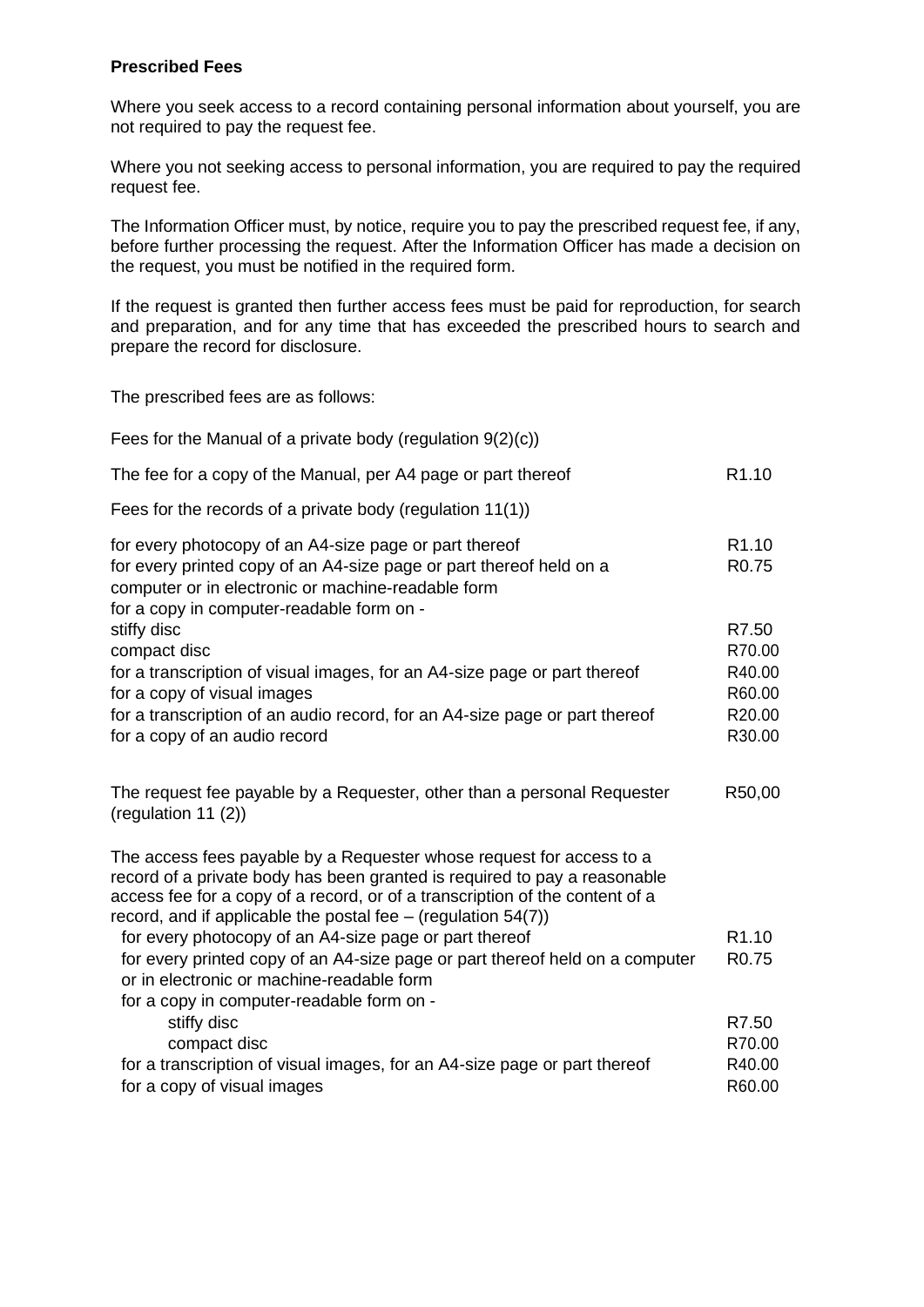**Prescribed Fees**

Where you seek access to a record containing personal information about yourself, you are not required to pay the request fee.

Where you not seeking access to personal information, you are required to pay the required request fee.

The Information Officer must, by notice, require you to pay the prescribed request fee, if any, before further processing the request. After the Information Officer has made a decision on the request, you must be notified in the required form.

If the request is granted then further access fees must be paid for reproduction, for search and preparation, and for any time that has exceeded the prescribed hours to search and prepare the record for disclosure.

The prescribed fees are as follows:

Fees for the Manual of a private body (regulation 9(2)(c))

| | |
|---|---|
| The fee for a copy of the Manual, per A4 page or part thereof | R1.10 |

Fees for the records of a private body (regulation 11(1))

| | |
|---|---|
| for every photocopy of an A4-size page or part thereof | R1.10 |
| for every printed copy of an A4-size page or part thereof held on a computer or in electronic or machine-readable form | R0.75 |
| for a copy in computer-readable form on - | |
| stiffy disc | R7.50 |
| compact disc | R70.00 |
| for a transcription of visual images, for an A4-size page or part thereof | R40.00 |
| for a copy of visual images | R60.00 |
| for a transcription of an audio record, for an A4-size page or part thereof | R20.00 |
| for a copy of an audio record | R30.00 |

| | |
|---|---|
| The request fee payable by a Requester, other than a personal Requester (regulation 11 (2)) | R50,00 |

The access fees payable by a Requester whose request for access to a record of a private body has been granted is required to pay a reasonable access fee for a copy of a record, or of a transcription of the content of a record, and if applicable the postal fee – (regulation 54(7))

| | |
|---|---|
| for every photocopy of an A4-size page or part thereof | R1.10 |
| for every printed copy of an A4-size page or part thereof held on a computer or in electronic or machine-readable form | R0.75 |
| for a copy in computer-readable form on - | |
| stiffy disc | R7.50 |
| compact disc | R70.00 |
| for a transcription of visual images, for an A4-size page or part thereof | R40.00 |
| for a copy of visual images | R60.00 |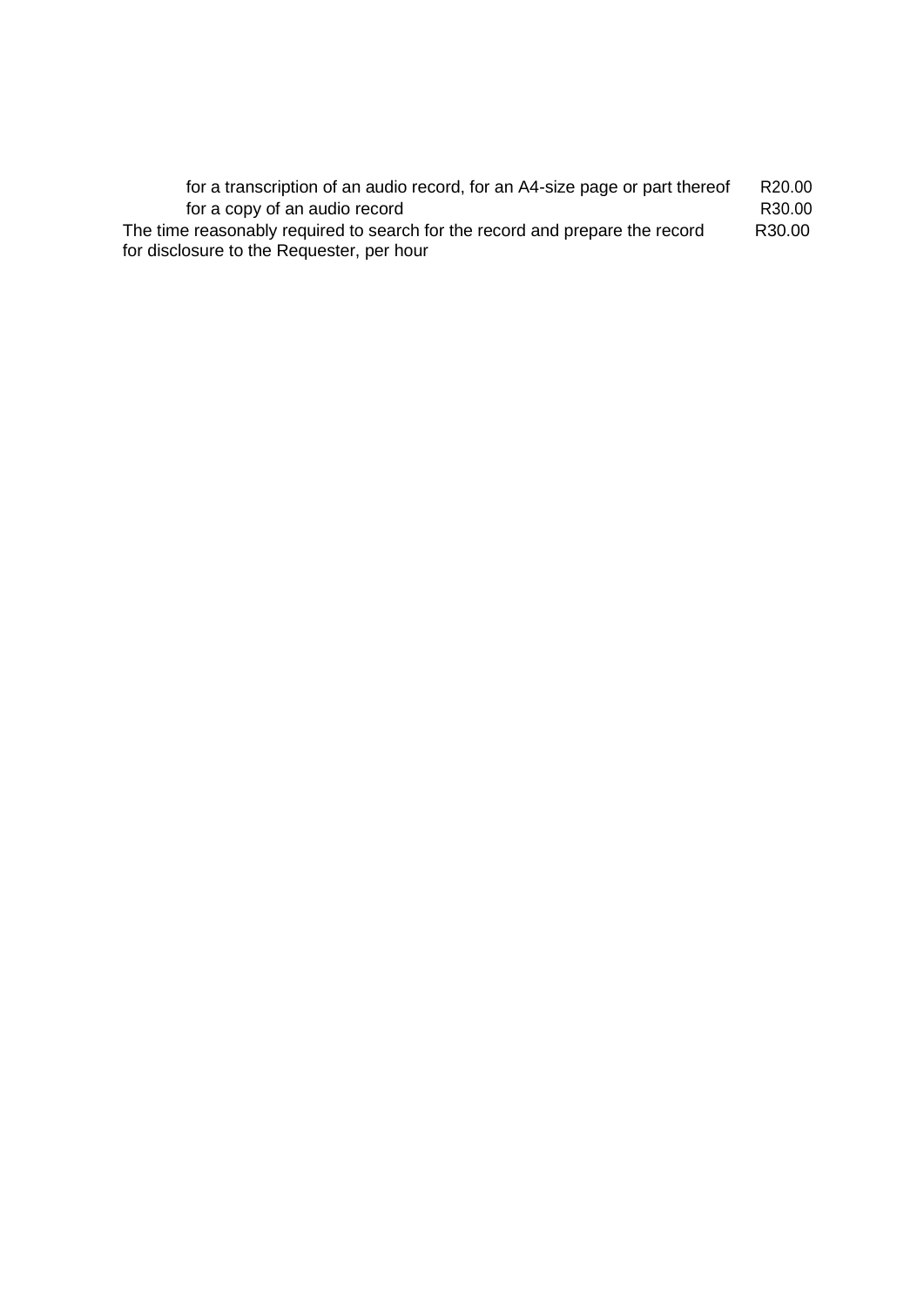| | |
|---|---|
| for a transcription of an audio record, for an A4-size page or part thereof | R20.00 |
| for a copy of an audio record | R30.00 |
| The time reasonably required to search for the record and prepare the record for disclosure to the Requester, per hour | R30.00 |